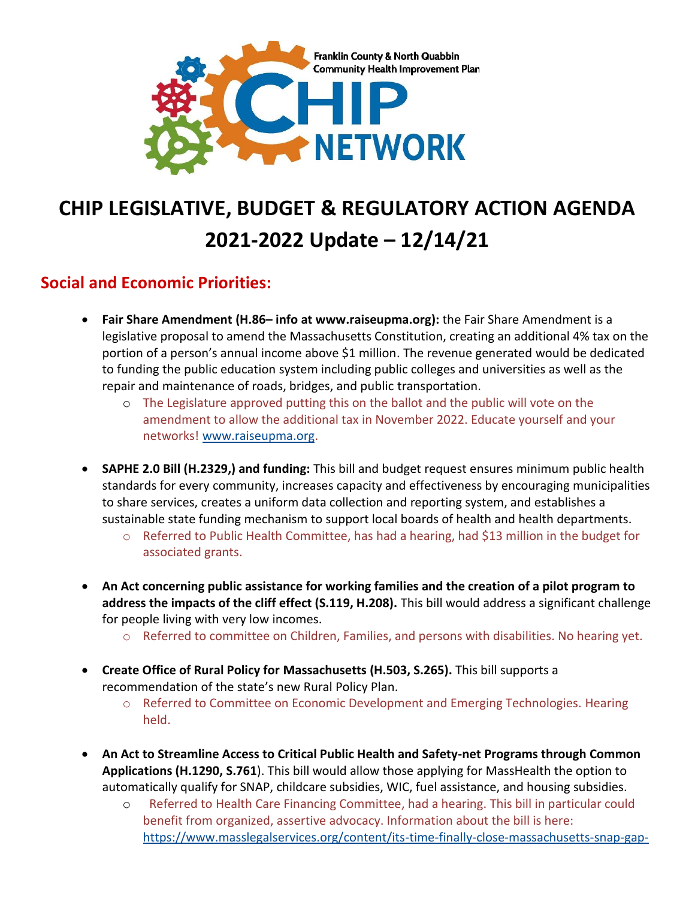Franklin County & North Quabbin Community Health Improvement Plan

CHIP NETWORK

# CHIP LEGISLATIVE, BUDGET & REGULATORY ACTION AGENDA 2021-2022 Update – 12/14/21

## Social and Economic Priorities:

- **Fair Share Amendment (H.86– info at www.raiseupma.org):** the Fair Share Amendment is a legislative proposal to amend the Massachusetts Constitution, creating an additional 4% tax on the portion of a person's annual income above $1 million. The revenue generated would be dedicated to funding the public education system including public colleges and universities as well as the repair and maintenance of roads, bridges, and public transportation.
  - The Legislature approved putting this on the ballot and the public will vote on the amendment to allow the additional tax in November 2022. Educate yourself and your networks! www.raiseupma.org.
- **SAPHE 2.0 Bill (H.2329,) and funding:** This bill and budget request ensures minimum public health standards for every community, increases capacity and effectiveness by encouraging municipalities to share services, creates a uniform data collection and reporting system, and establishes a sustainable state funding mechanism to support local boards of health and health departments.
  - Referred to Public Health Committee, has had a hearing, had $13 million in the budget for associated grants.
- **An Act concerning public assistance for working families and the creation of a pilot program to address the impacts of the cliff effect (S.119, H.208).** This bill would address a significant challenge for people living with very low incomes.
  - Referred to committee on Children, Families, and persons with disabilities. No hearing yet.
- **Create Office of Rural Policy for Massachusetts (H.503, S.265).** This bill supports a recommendation of the state's new Rural Policy Plan.
  - Referred to Committee on Economic Development and Emerging Technologies. Hearing held.
- **An Act to Streamline Access to Critical Public Health and Safety-net Programs through Common Applications (H.1290, S.761)**. This bill would allow those applying for MassHealth the option to automatically qualify for SNAP, childcare subsidies, WIC, fuel assistance, and housing subsidies.
  - Referred to Health Care Financing Committee, had a hearing. This bill in particular could benefit from organized, assertive advocacy. Information about the bill is here: https://www.masslegalservices.org/content/its-time-finally-close-massachusetts-snap-gap-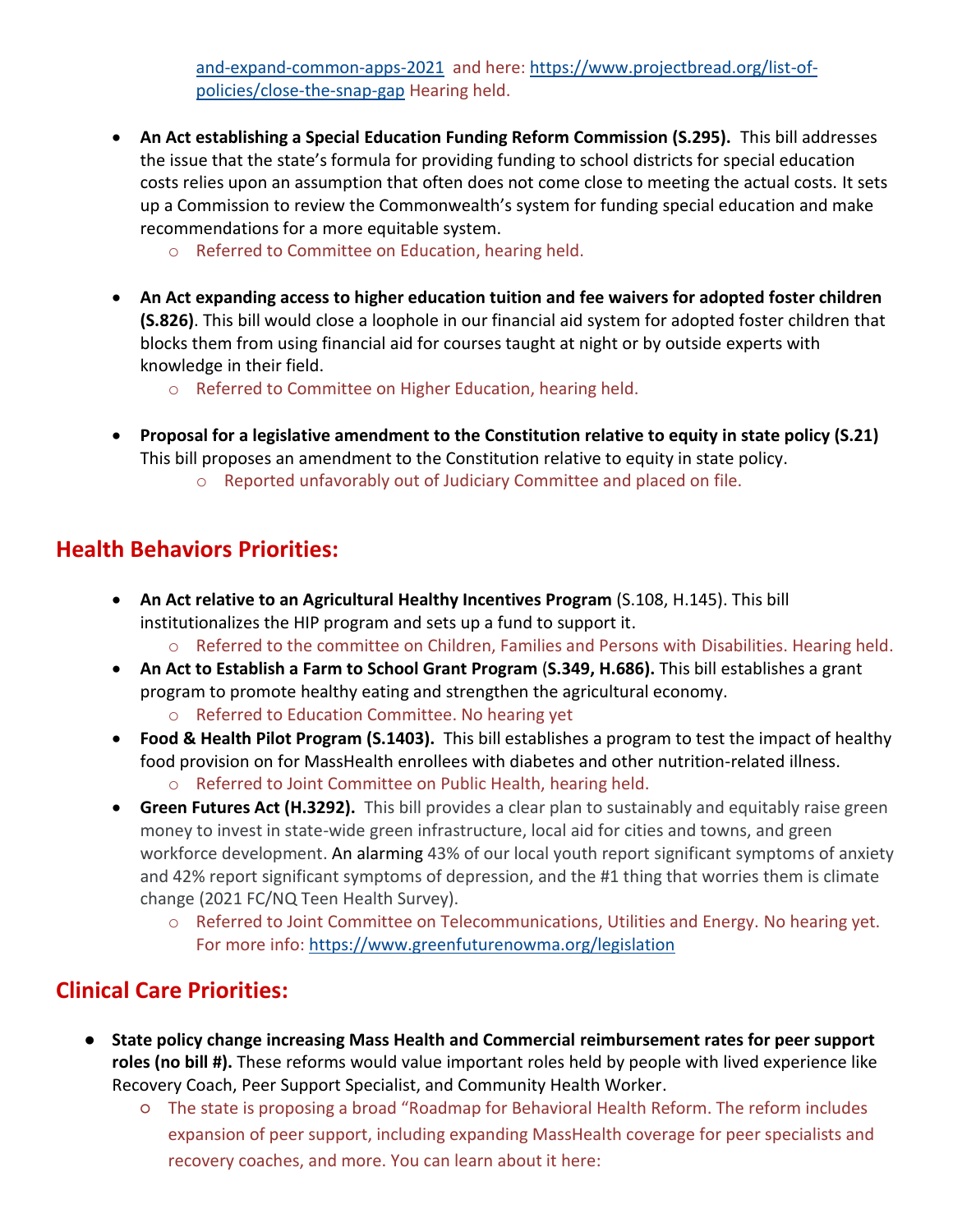and-expand-common-apps-2021 and here: https://www.projectbread.org/list-of-policies/close-the-snap-gap Hearing held.

- **An Act establishing a Special Education Funding Reform Commission (S.295).** This bill addresses the issue that the state's formula for providing funding to school districts for special education costs relies upon an assumption that often does not come close to meeting the actual costs. It sets up a Commission to review the Commonwealth's system for funding special education and make recommendations for a more equitable system.
  - Referred to Committee on Education, hearing held.

- **An Act expanding access to higher education tuition and fee waivers for adopted foster children (S.826)**. This bill would close a loophole in our financial aid system for adopted foster children that blocks them from using financial aid for courses taught at night or by outside experts with knowledge in their field.
  - Referred to Committee on Higher Education, hearing held.

- **Proposal for a legislative amendment to the Constitution relative to equity in state policy (S.21)** This bill proposes an amendment to the Constitution relative to equity in state policy.
  - Reported unfavorably out of Judiciary Committee and placed on file.

## Health Behaviors Priorities:

- **An Act relative to an Agricultural Healthy Incentives Program** (S.108, H.145). This bill institutionalizes the HIP program and sets up a fund to support it.
  - Referred to the committee on Children, Families and Persons with Disabilities. Hearing held.
- **An Act to Establish a Farm to School Grant Program (S.349, H.686).** This bill establishes a grant program to promote healthy eating and strengthen the agricultural economy.
  - Referred to Education Committee. No hearing yet
- **Food & Health Pilot Program (S.1403).** This bill establishes a program to test the impact of healthy food provision on for MassHealth enrollees with diabetes and other nutrition-related illness.
  - Referred to Joint Committee on Public Health, hearing held.
- **Green Futures Act (H.3292).** This bill provides a clear plan to sustainably and equitably raise green money to invest in state-wide green infrastructure, local aid for cities and towns, and green workforce development. An alarming 43% of our local youth report significant symptoms of anxiety and 42% report significant symptoms of depression, and the #1 thing that worries them is climate change (2021 FC/NQ Teen Health Survey).
  - Referred to Joint Committee on Telecommunications, Utilities and Energy. No hearing yet. For more info: https://www.greenfuturenowma.org/legislation

## Clinical Care Priorities:

- **State policy change increasing Mass Health and Commercial reimbursement rates for peer support roles (no bill #).** These reforms would value important roles held by people with lived experience like Recovery Coach, Peer Support Specialist, and Community Health Worker.
  - The state is proposing a broad "Roadmap for Behavioral Health Reform. The reform includes expansion of peer support, including expanding MassHealth coverage for peer specialists and recovery coaches, and more. You can learn about it here: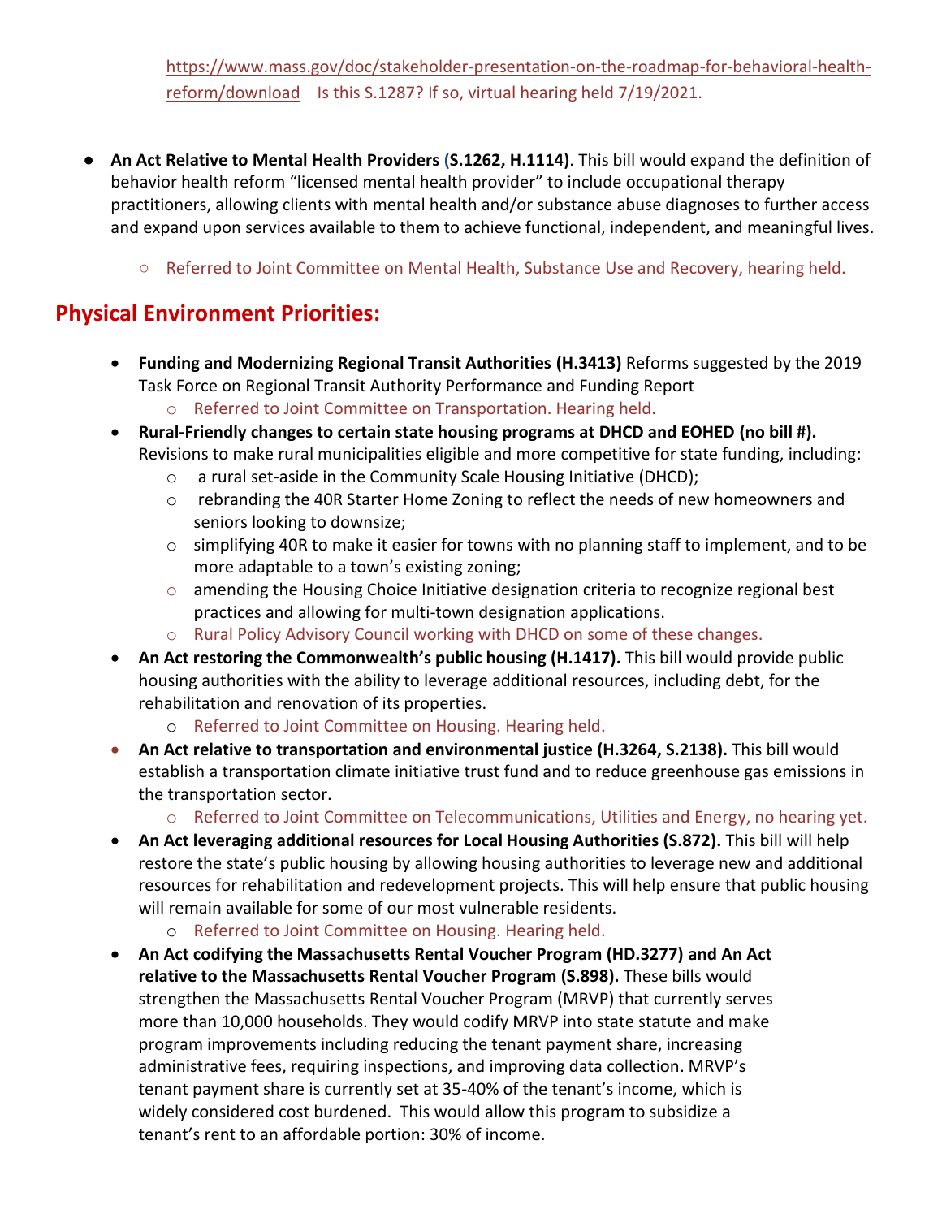https://www.mass.gov/doc/stakeholder-presentation-on-the-roadmap-for-behavioral-health-reform/download Is this S.1287? If so, virtual hearing held 7/19/2021.

- **An Act Relative to Mental Health Providers (S.1262, H.1114)**. This bill would expand the definition of behavior health reform "licensed mental health provider" to include occupational therapy practitioners, allowing clients with mental health and/or substance abuse diagnoses to further access and expand upon services available to them to achieve functional, independent, and meaningful lives.
  - Referred to Joint Committee on Mental Health, Substance Use and Recovery, hearing held.

## Physical Environment Priorities:

- **Funding and Modernizing Regional Transit Authorities (H.3413)** Reforms suggested by the 2019 Task Force on Regional Transit Authority Performance and Funding Report
  - Referred to Joint Committee on Transportation. Hearing held.
- **Rural-Friendly changes to certain state housing programs at DHCD and EOHED (no bill #).** Revisions to make rural municipalities eligible and more competitive for state funding, including:
  - a rural set-aside in the Community Scale Housing Initiative (DHCD);
  - rebranding the 40R Starter Home Zoning to reflect the needs of new homeowners and seniors looking to downsize;
  - simplifying 40R to make it easier for towns with no planning staff to implement, and to be more adaptable to a town's existing zoning;
  - amending the Housing Choice Initiative designation criteria to recognize regional best practices and allowing for multi-town designation applications.
  - Rural Policy Advisory Council working with DHCD on some of these changes.
- **An Act restoring the Commonwealth's public housing (H.1417).** This bill would provide public housing authorities with the ability to leverage additional resources, including debt, for the rehabilitation and renovation of its properties.
  - Referred to Joint Committee on Housing. Hearing held.
- **An Act relative to transportation and environmental justice (H.3264, S.2138).** This bill would establish a transportation climate initiative trust fund and to reduce greenhouse gas emissions in the transportation sector.
  - Referred to Joint Committee on Telecommunications, Utilities and Energy, no hearing yet.
- **An Act leveraging additional resources for Local Housing Authorities (S.872).** This bill will help restore the state's public housing by allowing housing authorities to leverage new and additional resources for rehabilitation and redevelopment projects. This will help ensure that public housing will remain available for some of our most vulnerable residents.
  - Referred to Joint Committee on Housing. Hearing held.
- **An Act codifying the Massachusetts Rental Voucher Program (HD.3277) and An Act relative to the Massachusetts Rental Voucher Program (S.898).** These bills would strengthen the Massachusetts Rental Voucher Program (MRVP) that currently serves more than 10,000 households. They would codify MRVP into state statute and make program improvements including reducing the tenant payment share, increasing administrative fees, requiring inspections, and improving data collection. MRVP's tenant payment share is currently set at 35-40% of the tenant's income, which is widely considered cost burdened. This would allow this program to subsidize a tenant's rent to an affordable portion: 30% of income.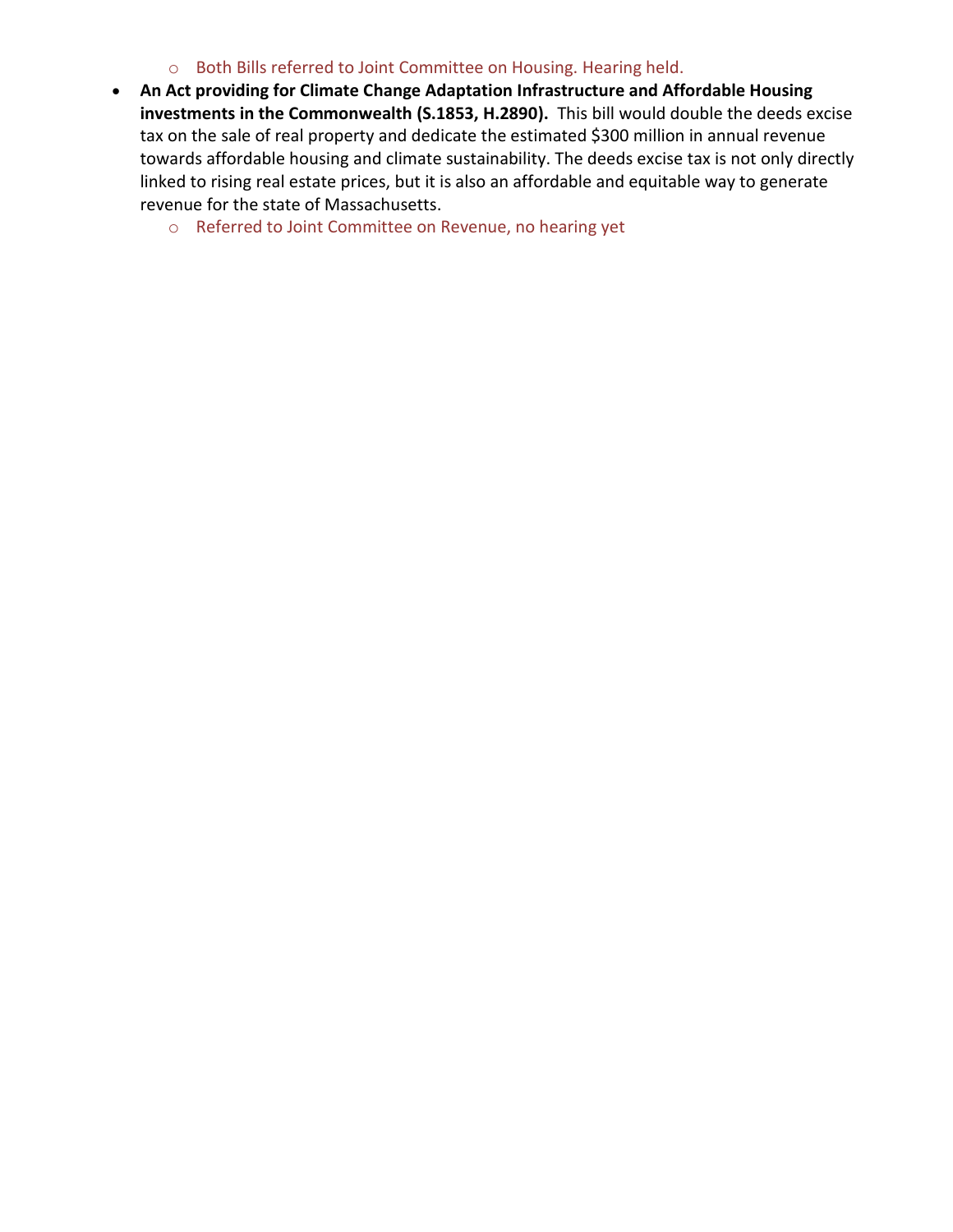- Both Bills referred to Joint Committee on Housing. Hearing held.

- **An Act providing for Climate Change Adaptation Infrastructure and Affordable Housing investments in the Commonwealth (S.1853, H.2890).** This bill would double the deeds excise tax on the sale of real property and dedicate the estimated $300 million in annual revenue towards affordable housing and climate sustainability. The deeds excise tax is not only directly linked to rising real estate prices, but it is also an affordable and equitable way to generate revenue for the state of Massachusetts.
   - Referred to Joint Committee on Revenue, no hearing yet